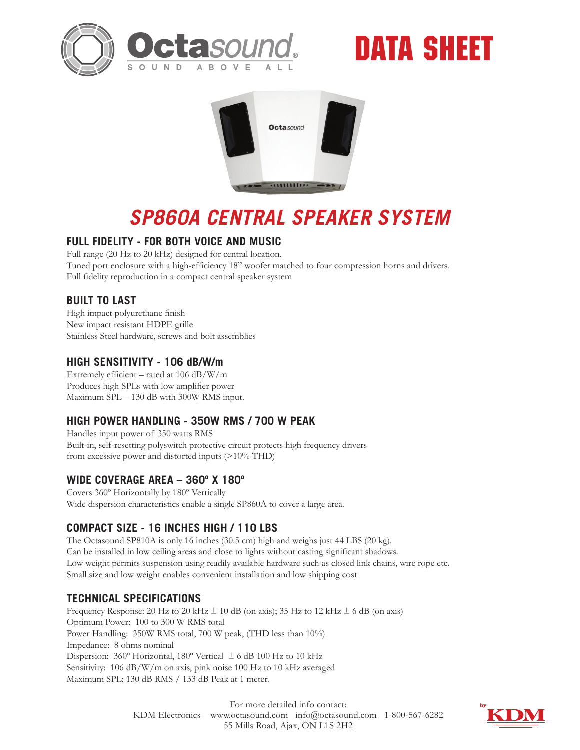# DATA SHEET

# SP860A CENTRAL SPEAKER SYSTEM

## FULL FIDELITY - FOR BOTH VOICE AND MUSIC

Full range (20 Hz to 20 kHz) designed for central location.
Tuned port enclosure with a high-efficiency 18" woofer matched to four compression horns and drivers.
Full fidelity reproduction in a compact central speaker system

## BUILT TO LAST

High impact polyurethane finish
New impact resistant HDPE grille
Stainless Steel hardware, screws and bolt assemblies

## HIGH SENSITIVITY - 106 dB/W/m

Extremely efficient – rated at 106 dB/W/m
Produces high SPLs with low amplifier power
Maximum SPL – 130 dB with 300W RMS input.

## HIGH POWER HANDLING - 350W RMS / 700 W PEAK

Handles input power of 350 watts RMS
Built-in, self-resetting polyswitch protective circuit protects high frequency drivers from excessive power and distorted inputs (>10% THD)

## WIDE COVERAGE AREA – 360º X 180º

Covers 360º Horizontally by 180º Vertically
Wide dispersion characteristics enable a single SP860A to cover a large area.

## COMPACT SIZE - 16 INCHES HIGH / 110 LBS

The Octasound SP810A is only 16 inches (30.5 cm) high and weighs just 44 LBS (20 kg).
Can be installed in low ceiling areas and close to lights without casting significant shadows.
Low weight permits suspension using readily available hardware such as closed link chains, wire rope etc.
Small size and low weight enables convenient installation and low shipping cost

## TECHNICAL SPECIFICATIONS

Frequency Response: 20 Hz to 20 kHz ± 10 dB (on axis); 35 Hz to 12 kHz ± 6 dB (on axis)
Optimum Power: 100 to 300 W RMS total
Power Handling: 350W RMS total, 700 W peak, (THD less than 10%)
Impedance: 8 ohms nominal
Dispersion: 360º Horizontal, 180º Vertical ± 6 dB 100 Hz to 10 kHz
Sensitivity: 106 dB/W/m on axis, pink noise 100 Hz to 10 kHz averaged
Maximum SPL: 130 dB RMS / 133 dB Peak at 1 meter.

For more detailed info contact:
KDM Electronics www.octasound.com info@octasound.com 1-800-567-6282
55 Mills Road, Ajax, ON L1S 2H2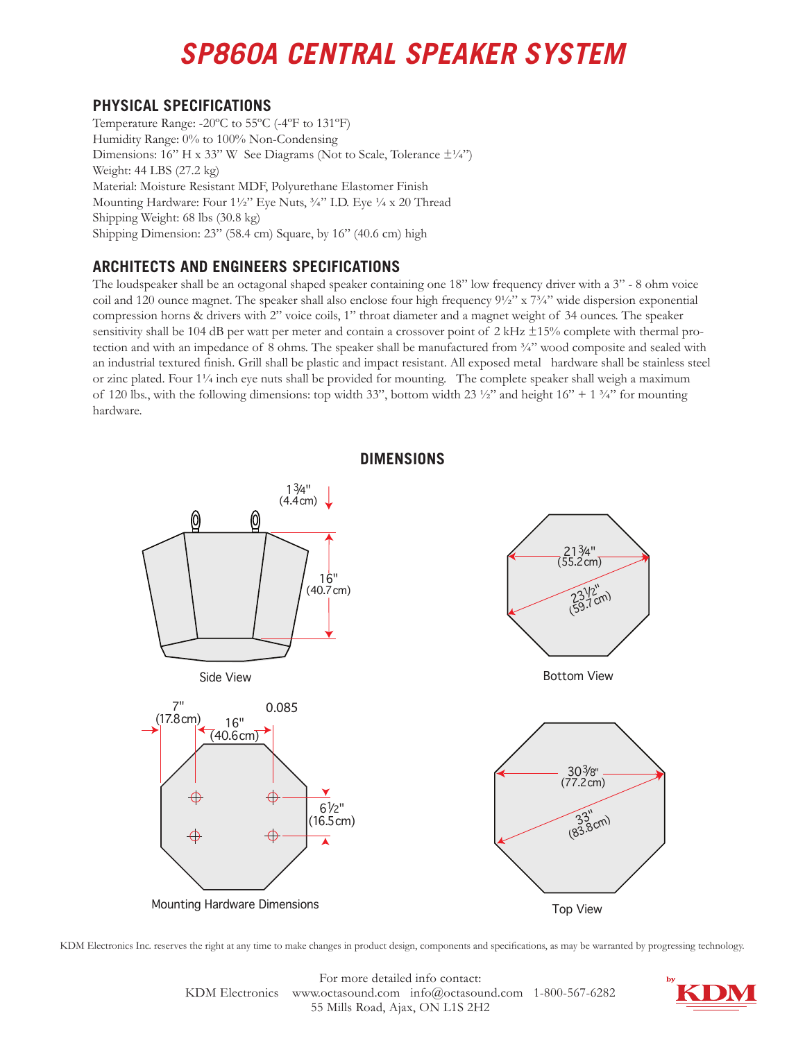# SP860A CENTRAL SPEAKER SYSTEM

## PHYSICAL SPECIFICATIONS

Temperature Range: -20ºC to 55ºC (-4ºF to 131ºF)
Humidity Range: 0% to 100% Non-Condensing
Dimensions: 16" H x 33" W See Diagrams (Not to Scale, Tolerance ±¼")
Weight: 44 LBS (27.2 kg)
Material: Moisture Resistant MDF, Polyurethane Elastomer Finish
Mounting Hardware: Four 1½" Eye Nuts, ¾" I.D. Eye ¼ x 20 Thread
Shipping Weight: 68 lbs (30.8 kg)
Shipping Dimension: 23" (58.4 cm) Square, by 16" (40.6 cm) high

## ARCHITECTS AND ENGINEERS SPECIFICATIONS

The loudspeaker shall be an octagonal shaped speaker containing one 18" low frequency driver with a 3" - 8 ohm voice coil and 120 ounce magnet. The speaker shall also enclose four high frequency 9½" x 7¾" wide dispersion exponential compression horns & drivers with 2" voice coils, 1" throat diameter and a magnet weight of 34 ounces. The speaker sensitivity shall be 104 dB per watt per meter and contain a crossover point of 2 kHz ±15% complete with thermal protection and with an impedance of 8 ohms. The speaker shall be manufactured from ¾" wood composite and sealed with an industrial textured finish. Grill shall be plastic and impact resistant. All exposed metal hardware shall be stainless steel or zinc plated. Four 1¼ inch eye nuts shall be provided for mounting. The complete speaker shall weigh a maximum of 120 lbs., with the following dimensions: top width 33", bottom width 23 ½" and height 16" + 1 ¾" for mounting hardware.

## DIMENSIONS

1¾" (4.4cm)
16" (40.7cm)

Side View

21¾" (55.2cm)
23½" (59.7cm)

Bottom View

7" (17.8cm)
16" (40.6cm)
0.085
6½" (16.5cm)

Mounting Hardware Dimensions

30⅜" (77.2cm)
33" (83.8cm)

Top View

KDM Electronics Inc. reserves the right at any time to make changes in product design, components and specifications, as may be warranted by progressing technology.

For more detailed info contact:
KDM Electronics www.octasound.com info@octasound.com 1-800-567-6282
55 Mills Road, Ajax, ON L1S 2H2

by KDM